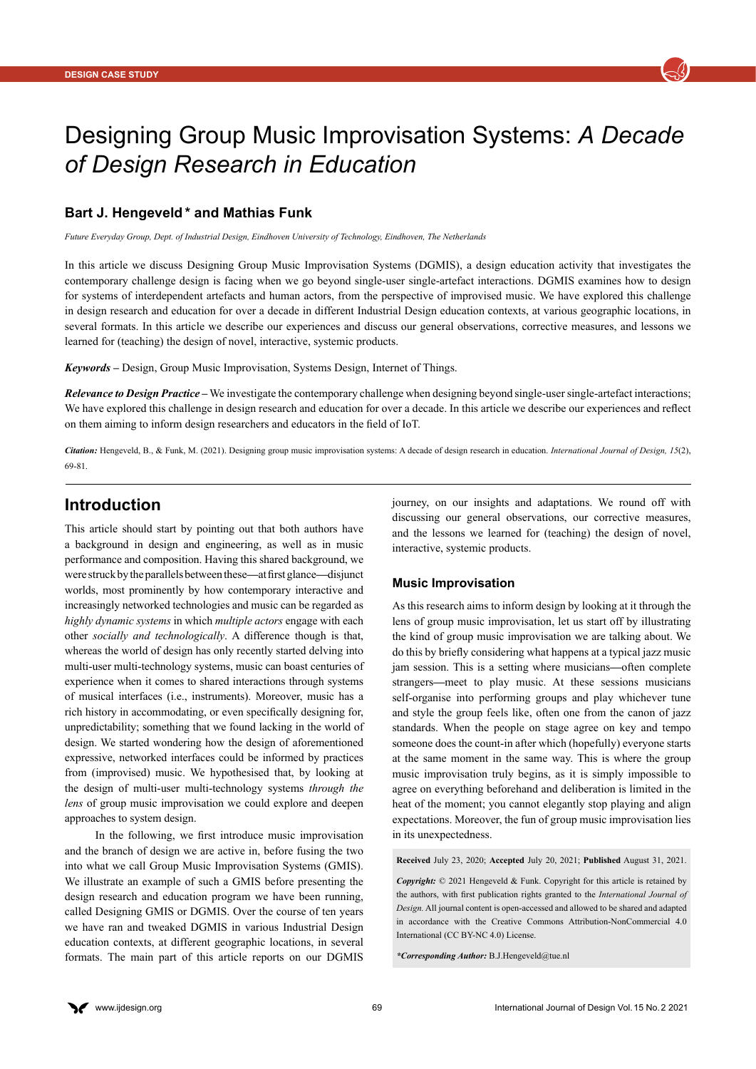DESIGN CASE STUDY

# Designing Group Music Improvisation Systems: *A Decade of Design Research in Education*

### Bart J. Hengeveld* and Mathias Funk

*Future Everyday Group, Dept. of Industrial Design, Eindhoven University of Technology, Eindhoven, The Netherlands*

In this article we discuss Designing Group Music Improvisation Systems (DGMIS), a design education activity that investigates the contemporary challenge design is facing when we go beyond single-user single-artefact interactions. DGMIS examines how to design for systems of interdependent artefacts and human actors, from the perspective of improvised music. We have explored this challenge in design research and education for over a decade in different Industrial Design education contexts, at various geographic locations, in several formats. In this article we describe our experiences and discuss our general observations, corrective measures, and lessons we learned for (teaching) the design of novel, interactive, systemic products.

***Keywords*** – Design, Group Music Improvisation, Systems Design, Internet of Things.

***Relevance to Design Practice*** – We investigate the contemporary challenge when designing beyond single-user single-artefact interactions; We have explored this challenge in design research and education for over a decade. In this article we describe our experiences and reflect on them aiming to inform design researchers and educators in the field of IoT.

***Citation:*** Hengeveld, B., & Funk, M. (2021). Designing group music improvisation systems: A decade of design research in education. *International Journal of Design, 15*(2), 69-81.

## Introduction

This article should start by pointing out that both authors have a background in design and engineering, as well as in music performance and composition. Having this shared background, we were struck by the parallels between these—at first glance—disjunct worlds, most prominently by how contemporary interactive and increasingly networked technologies and music can be regarded as *highly dynamic systems* in which *multiple actors* engage with each other *socially and technologically*. A difference though is that, whereas the world of design has only recently started delving into multi-user multi-technology systems, music can boast centuries of experience when it comes to shared interactions through systems of musical interfaces (i.e., instruments). Moreover, music has a rich history in accommodating, or even specifically designing for, unpredictability; something that we found lacking in the world of design. We started wondering how the design of aforementioned expressive, networked interfaces could be informed by practices from (improvised) music. We hypothesised that, by looking at the design of multi-user multi-technology systems *through the lens* of group music improvisation we could explore and deepen approaches to system design.

In the following, we first introduce music improvisation and the branch of design we are active in, before fusing the two into what we call Group Music Improvisation Systems (GMIS). We illustrate an example of such a GMIS before presenting the design research and education program we have been running, called Designing GMIS or DGMIS. Over the course of ten years we have ran and tweaked DGMIS in various Industrial Design education contexts, at different geographic locations, in several formats. The main part of this article reports on our DGMIS journey, on our insights and adaptations. We round off with discussing our general observations, our corrective measures, and the lessons we learned for (teaching) the design of novel, interactive, systemic products.

### Music Improvisation

As this research aims to inform design by looking at it through the lens of group music improvisation, let us start off by illustrating the kind of group music improvisation we are talking about. We do this by briefly considering what happens at a typical jazz music jam session. This is a setting where musicians—often complete strangers—meet to play music. At these sessions musicians self-organise into performing groups and play whichever tune and style the group feels like, often one from the canon of jazz standards. When the people on stage agree on key and tempo someone does the count-in after which (hopefully) everyone starts at the same moment in the same way. This is where the group music improvisation truly begins, as it is simply impossible to agree on everything beforehand and deliberation is limited in the heat of the moment; you cannot elegantly stop playing and align expectations. Moreover, the fun of group music improvisation lies in its unexpectedness.

**Received** July 23, 2020; **Accepted** July 20, 2021; **Published** August 31, 2021.

***Copyright:*** © 2021 Hengeveld & Funk. Copyright for this article is retained by the authors, with first publication rights granted to the *International Journal of Design*. All journal content is open-accessed and allowed to be shared and adapted in accordance with the Creative Commons Attribution-NonCommercial 4.0 International (CC BY-NC 4.0) License.

****Corresponding Author:*** B.J.Hengeveld@tue.nl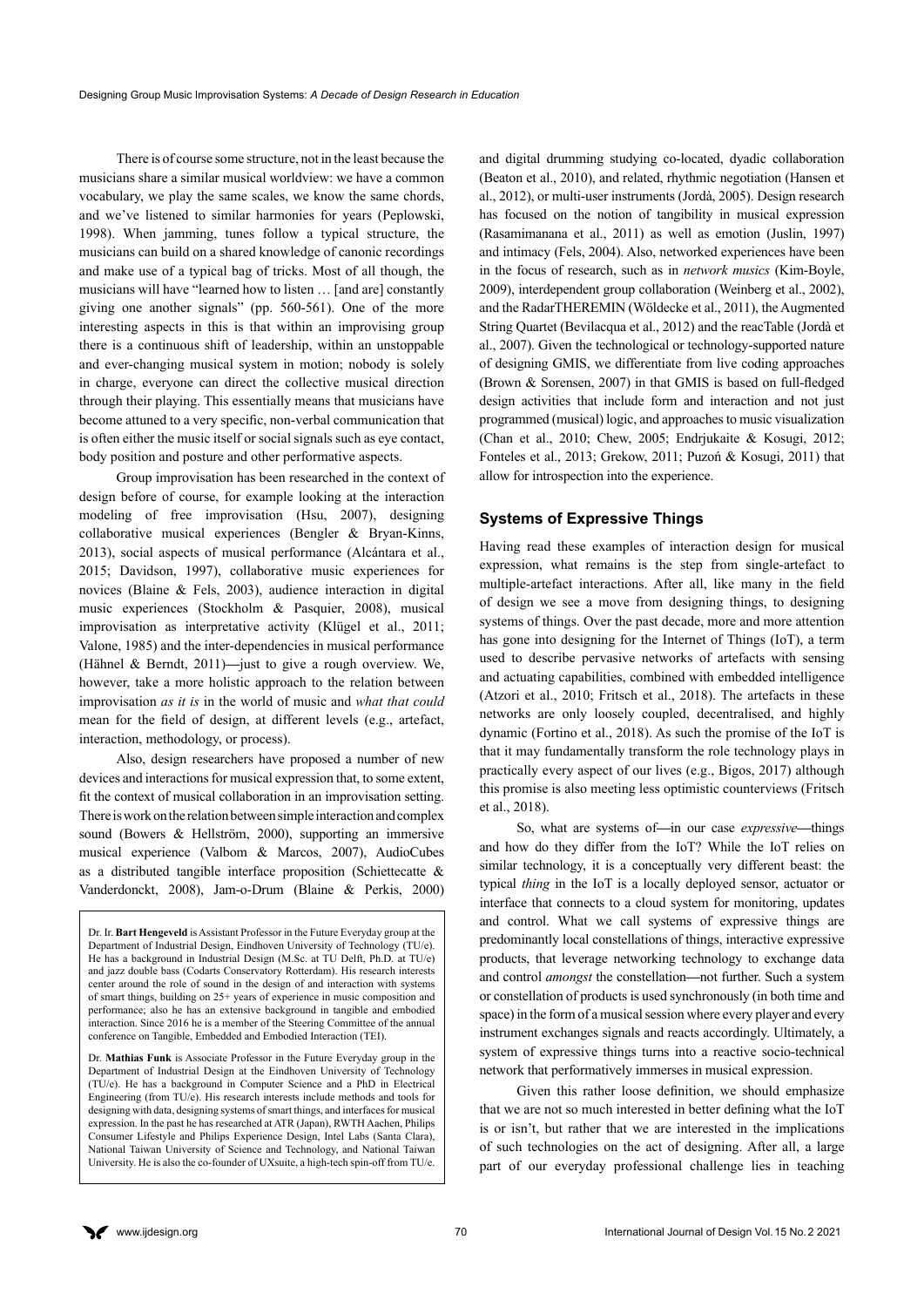There is of course some structure, not in the least because the musicians share a similar musical worldview: we have a common vocabulary, we play the same scales, we know the same chords, and we've listened to similar harmonies for years (Peplowski, 1998). When jamming, tunes follow a typical structure, the musicians can build on a shared knowledge of canonic recordings and make use of a typical bag of tricks. Most of all though, the musicians will have "learned how to listen … [and are] constantly giving one another signals" (pp. 560-561). One of the more interesting aspects in this is that within an improvising group there is a continuous shift of leadership, within an unstoppable and ever-changing musical system in motion; nobody is solely in charge, everyone can direct the collective musical direction through their playing. This essentially means that musicians have become attuned to a very specific, non-verbal communication that is often either the music itself or social signals such as eye contact, body position and posture and other performative aspects.

Group improvisation has been researched in the context of design before of course, for example looking at the interaction modeling of free improvisation (Hsu, 2007), designing collaborative musical experiences (Bengler & Bryan-Kinns, 2013), social aspects of musical performance (Alcántara et al., 2015; Davidson, 1997), collaborative music experiences for novices (Blaine & Fels, 2003), audience interaction in digital music experiences (Stockholm & Pasquier, 2008), musical improvisation as interpretative activity (Klügel et al., 2011; Valone, 1985) and the inter-dependencies in musical performance (Hähnel & Berndt, 2011)—just to give a rough overview. We, however, take a more holistic approach to the relation between improvisation *as it is* in the world of music and *what that could* mean for the field of design, at different levels (e.g., artefact, interaction, methodology, or process).

Also, design researchers have proposed a number of new devices and interactions for musical expression that, to some extent, fit the context of musical collaboration in an improvisation setting. There is work on the relation between simple interaction and complex sound (Bowers & Hellström, 2000), supporting an immersive musical experience (Valbom & Marcos, 2007), AudioCubes as a distributed tangible interface proposition (Schiettecatte & Vanderdonckt, 2008), Jam-o-Drum (Blaine & Perkis, 2000) and digital drumming studying co-located, dyadic collaboration (Beaton et al., 2010), and related, rhythmic negotiation (Hansen et al., 2012), or multi-user instruments (Jordà, 2005). Design research has focused on the notion of tangibility in musical expression (Rasamimanana et al., 2011) as well as emotion (Juslin, 1997) and intimacy (Fels, 2004). Also, networked experiences have been in the focus of research, such as in *network musics* (Kim-Boyle, 2009), interdependent group collaboration (Weinberg et al., 2002), and the RadarTHEREMIN (Wöldecke et al., 2011), the Augmented String Quartet (Bevilacqua et al., 2012) and the reacTable (Jordà et al., 2007). Given the technological or technology-supported nature of designing GMIS, we differentiate from live coding approaches (Brown & Sorensen, 2007) in that GMIS is based on full-fledged design activities that include form and interaction and not just programmed (musical) logic, and approaches to music visualization (Chan et al., 2010; Chew, 2005; Endrjukaite & Kosugi, 2012; Fonteles et al., 2013; Grekow, 2011; Puzoń & Kosugi, 2011) that allow for introspection into the experience.

## Systems of Expressive Things

Having read these examples of interaction design for musical expression, what remains is the step from single-artefact to multiple-artefact interactions. After all, like many in the field of design we see a move from designing things, to designing systems of things. Over the past decade, more and more attention has gone into designing for the Internet of Things (IoT), a term used to describe pervasive networks of artefacts with sensing and actuating capabilities, combined with embedded intelligence (Atzori et al., 2010; Fritsch et al., 2018). The artefacts in these networks are only loosely coupled, decentralised, and highly dynamic (Fortino et al., 2018). As such the promise of the IoT is that it may fundamentally transform the role technology plays in practically every aspect of our lives (e.g., Bigos, 2017) although this promise is also meeting less optimistic counterviews (Fritsch et al., 2018).

So, what are systems of—in our case *expressive*—things and how do they differ from the IoT? While the IoT relies on similar technology, it is a conceptually very different beast: the typical *thing* in the IoT is a locally deployed sensor, actuator or interface that connects to a cloud system for monitoring, updates and control. What we call systems of expressive things are predominantly local constellations of things, interactive expressive products, that leverage networking technology to exchange data and control *amongst* the constellation—not further. Such a system or constellation of products is used synchronously (in both time and space) in the form of a musical session where every player and every instrument exchanges signals and reacts accordingly. Ultimately, a system of expressive things turns into a reactive socio-technical network that performatively immerses in musical expression.

Given this rather loose definition, we should emphasize that we are not so much interested in better defining what the IoT is or isn't, but rather that we are interested in the implications of such technologies on the act of designing. After all, a large part of our everyday professional challenge lies in teaching

---

Dr. Ir. **Bart Hengeveld** is Assistant Professor in the Future Everyday group at the Department of Industrial Design, Eindhoven University of Technology (TU/e). He has a background in Industrial Design (M.Sc. at TU Delft, Ph.D. at TU/e) and jazz double bass (Codarts Conservatory Rotterdam). His research interests center around the role of sound in the design of and interaction with systems of smart things, building on 25+ years of experience in music composition and performance; also he has an extensive background in tangible and embodied interaction. Since 2016 he is a member of the Steering Committee of the annual conference on Tangible, Embedded and Embodied Interaction (TEI).

Dr. **Mathias Funk** is Associate Professor in the Future Everyday group in the Department of Industrial Design at the Eindhoven University of Technology (TU/e). He has a background in Computer Science and a PhD in Electrical Engineering (from TU/e). His research interests include methods and tools for designing with data, designing systems of smart things, and interfaces for musical expression. In the past he has researched at ATR (Japan), RWTH Aachen, Philips Consumer Lifestyle and Philips Experience Design, Intel Labs (Santa Clara), National Taiwan University of Science and Technology, and National Taiwan University. He is also the co-founder of UXsuite, a high-tech spin-off from TU/e.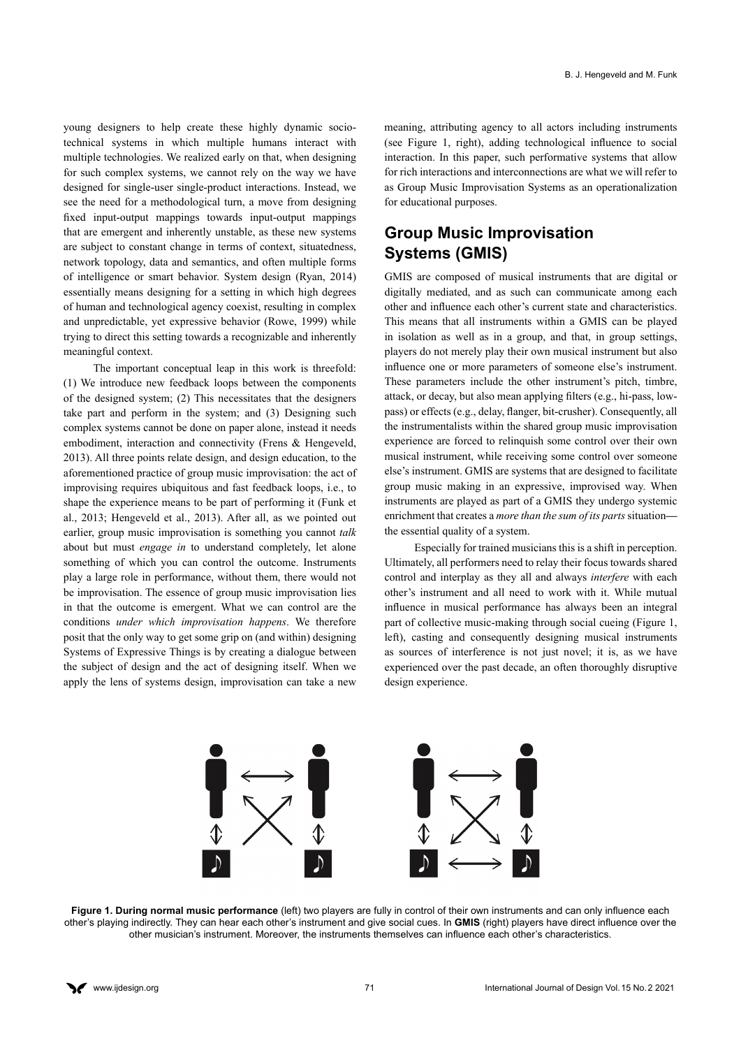young designers to help create these highly dynamic socio-technical systems in which multiple humans interact with multiple technologies. We realized early on that, when designing for such complex systems, we cannot rely on the way we have designed for single-user single-product interactions. Instead, we see the need for a methodological turn, a move from designing fixed input-output mappings towards input-output mappings that are emergent and inherently unstable, as these new systems are subject to constant change in terms of context, situatedness, network topology, data and semantics, and often multiple forms of intelligence or smart behavior. System design (Ryan, 2014) essentially means designing for a setting in which high degrees of human and technological agency coexist, resulting in complex and unpredictable, yet expressive behavior (Rowe, 1999) while trying to direct this setting towards a recognizable and inherently meaningful context.

The important conceptual leap in this work is threefold: (1) We introduce new feedback loops between the components of the designed system; (2) This necessitates that the designers take part and perform in the system; and (3) Designing such complex systems cannot be done on paper alone, instead it needs embodiment, interaction and connectivity (Frens & Hengeveld, 2013). All three points relate design, and design education, to the aforementioned practice of group music improvisation: the act of improvising requires ubiquitous and fast feedback loops, i.e., to shape the experience means to be part of performing it (Funk et al., 2013; Hengeveld et al., 2013). After all, as we pointed out earlier, group music improvisation is something you cannot *talk* about but must *engage in* to understand completely, let alone something of which you can control the outcome. Instruments play a large role in performance, without them, there would not be improvisation. The essence of group music improvisation lies in that the outcome is emergent. What we can control are the conditions *under which improvisation happens*. We therefore posit that the only way to get some grip on (and within) designing Systems of Expressive Things is by creating a dialogue between the subject of design and the act of designing itself. When we apply the lens of systems design, improvisation can take a new meaning, attributing agency to all actors including instruments (see Figure 1, right), adding technological influence to social interaction. In this paper, such performative systems that allow for rich interactions and interconnections are what we will refer to as Group Music Improvisation Systems as an operationalization for educational purposes.

## Group Music Improvisation Systems (GMIS)

GMIS are composed of musical instruments that are digital or digitally mediated, and as such can communicate among each other and influence each other's current state and characteristics. This means that all instruments within a GMIS can be played in isolation as well as in a group, and that, in group settings, players do not merely play their own musical instrument but also influence one or more parameters of someone else's instrument. These parameters include the other instrument's pitch, timbre, attack, or decay, but also mean applying filters (e.g., hi-pass, low-pass) or effects (e.g., delay, flanger, bit-crusher). Consequently, all the instrumentalists within the shared group music improvisation experience are forced to relinquish some control over their own musical instrument, while receiving some control over someone else's instrument. GMIS are systems that are designed to facilitate group music making in an expressive, improvised way. When instruments are played as part of a GMIS they undergo systemic enrichment that creates a *more than the sum of its parts* situation—the essential quality of a system.

Especially for trained musicians this is a shift in perception. Ultimately, all performers need to relay their focus towards shared control and interplay as they all and always *interfere* with each other's instrument and all need to work with it. While mutual influence in musical performance has always been an integral part of collective music-making through social cueing (Figure 1, left), casting and consequently designing musical instruments as sources of interference is not just novel; it is, as we have experienced over the past decade, an often thoroughly disruptive design experience.

**Figure 1. During normal music performance** (left) two players are fully in control of their own instruments and can only influence each other's playing indirectly. They can hear each other's instrument and give social cues. In **GMIS** (right) players have direct influence over the other musician's instrument. Moreover, the instruments themselves can influence each other's characteristics.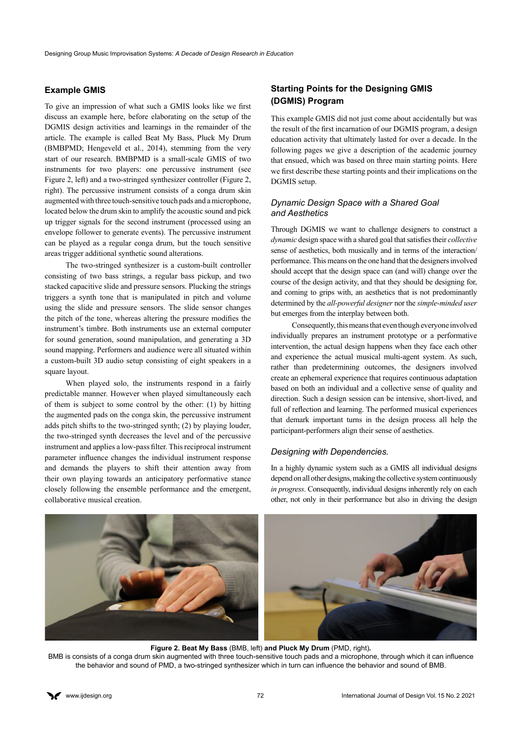## Example GMIS

To give an impression of what such a GMIS looks like we first discuss an example here, before elaborating on the setup of the DGMIS design activities and learnings in the remainder of the article. The example is called Beat My Bass, Pluck My Drum (BMBPMD; Hengeveld et al., 2014), stemming from the very start of our research. BMBPMD is a small-scale GMIS of two instruments for two players: one percussive instrument (see Figure 2, left) and a two-stringed synthesizer controller (Figure 2, right). The percussive instrument consists of a conga drum skin augmented with three touch-sensitive touch pads and a microphone, located below the drum skin to amplify the acoustic sound and pick up trigger signals for the second instrument (processed using an envelope follower to generate events). The percussive instrument can be played as a regular conga drum, but the touch sensitive areas trigger additional synthetic sound alterations.

The two-stringed synthesizer is a custom-built controller consisting of two bass strings, a regular bass pickup, and two stacked capacitive slide and pressure sensors. Plucking the strings triggers a synth tone that is manipulated in pitch and volume using the slide and pressure sensors. The slide sensor changes the pitch of the tone, whereas altering the pressure modifies the instrument's timbre. Both instruments use an external computer for sound generation, sound manipulation, and generating a 3D sound mapping. Performers and audience were all situated within a custom-built 3D audio setup consisting of eight speakers in a square layout.

When played solo, the instruments respond in a fairly predictable manner. However when played simultaneously each of them is subject to some control by the other: (1) by hitting the augmented pads on the conga skin, the percussive instrument adds pitch shifts to the two-stringed synth; (2) by playing louder, the two-stringed synth decreases the level and of the percussive instrument and applies a low-pass filter. This reciprocal instrument parameter influence changes the individual instrument response and demands the players to shift their attention away from their own playing towards an anticipatory performative stance closely following the ensemble performance and the emergent, collaborative musical creation.

## Starting Points for the Designing GMIS (DGMIS) Program

This example GMIS did not just come about accidentally but was the result of the first incarnation of our DGMIS program, a design education activity that ultimately lasted for over a decade. In the following pages we give a description of the academic journey that ensued, which was based on three main starting points. Here we first describe these starting points and their implications on the DGMIS setup.

### *Dynamic Design Space with a Shared Goal and Aesthetics*

Through DGMIS we want to challenge designers to construct a *dynamic* design space with a shared goal that satisfies their *collective* sense of aesthetics, both musically and in terms of the interaction/performance. This means on the one hand that the designers involved should accept that the design space can (and will) change over the course of the design activity, and that they should be designing for, and coming to grips with, an aesthetics that is not predominantly determined by the *all-powerful designer* nor the *simple-minded user* but emerges from the interplay between both.

Consequently, this means that even though everyone involved individually prepares an instrument prototype or a performative intervention, the actual design happens when they face each other and experience the actual musical multi-agent system. As such, rather than predetermining outcomes, the designers involved create an ephemeral experience that requires continuous adaptation based on both an individual and a collective sense of quality and direction. Such a design session can be intensive, short-lived, and full of reflection and learning. The performed musical experiences that demark important turns in the design process all help the participant-performers align their sense of aesthetics.

### *Designing with Dependencies.*

In a highly dynamic system such as a GMIS all individual designs depend on all other designs, making the collective system continuously *in progress*. Consequently, individual designs inherently rely on each other, not only in their performance but also in driving the design

**Figure 2. Beat My Bass** (BMB, left) **and Pluck My Drum** (PMD, right)**.**
BMB is consists of a conga drum skin augmented with three touch-sensitive touch pads and a microphone, through which it can influence the behavior and sound of PMD, a two-stringed synthesizer which in turn can influence the behavior and sound of BMB.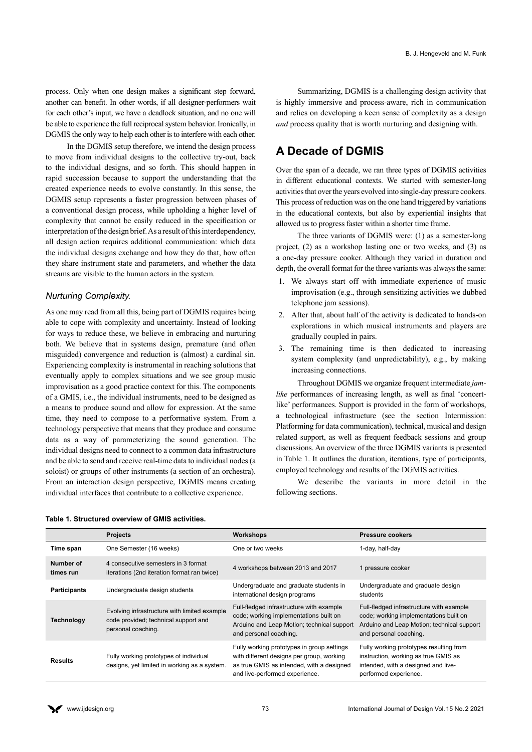process. Only when one design makes a significant step forward, another can benefit. In other words, if all designer-performers wait for each other's input, we have a deadlock situation, and no one will be able to experience the full reciprocal system behavior. Ironically, in DGMIS the only way to help each other is to interfere with each other.

In the DGMIS setup therefore, we intend the design process to move from individual designs to the collective try-out, back to the individual designs, and so forth. This should happen in rapid succession because to support the understanding that the created experience needs to evolve constantly. In this sense, the DGMIS setup represents a faster progression between phases of a conventional design process, while upholding a higher level of complexity that cannot be easily reduced in the specification or interpretation of the design brief. As a result of this interdependency, all design action requires additional communication: which data the individual designs exchange and how they do that, how often they share instrument state and parameters, and whether the data streams are visible to the human actors in the system.

### *Nurturing Complexity.*

As one may read from all this, being part of DGMIS requires being able to cope with complexity and uncertainty. Instead of looking for ways to reduce these, we believe in embracing and nurturing both. We believe that in systems design, premature (and often misguided) convergence and reduction is (almost) a cardinal sin. Experiencing complexity is instrumental in reaching solutions that eventually apply to complex situations and we see group music improvisation as a good practice context for this. The components of a GMIS, i.e., the individual instruments, need to be designed as a means to produce sound and allow for expression. At the same time, they need to compose to a performative system. From a technology perspective that means that they produce and consume data as a way of parameterizing the sound generation. The individual designs need to connect to a common data infrastructure and be able to send and receive real-time data to individual nodes (a soloist) or groups of other instruments (a section of an orchestra). From an interaction design perspective, DGMIS means creating individual interfaces that contribute to a collective experience.

Summarizing, DGMIS is a challenging design activity that is highly immersive and process-aware, rich in communication and relies on developing a keen sense of complexity as a design *and* process quality that is worth nurturing and designing with.

## A Decade of DGMIS

Over the span of a decade, we ran three types of DGMIS activities in different educational contexts. We started with semester-long activities that over the years evolved into single-day pressure cookers. This process of reduction was on the one hand triggered by variations in the educational contexts, but also by experiential insights that allowed us to progress faster within a shorter time frame.

The three variants of DGMIS were: (1) as a semester-long project, (2) as a workshop lasting one or two weeks, and (3) as a one-day pressure cooker. Although they varied in duration and depth, the overall format for the three variants was always the same:

1. We always start off with immediate experience of music improvisation (e.g., through sensitizing activities we dubbed telephone jam sessions).
2. After that, about half of the activity is dedicated to hands-on explorations in which musical instruments and players are gradually coupled in pairs.
3. The remaining time is then dedicated to increasing system complexity (and unpredictability), e.g., by making increasing connections.

Throughout DGMIS we organize frequent intermediate *jam-like* performances of increasing length, as well as final 'concert-like' performances. Support is provided in the form of workshops, a technological infrastructure (see the section Intermission: Platforming for data communication), technical, musical and design related support, as well as frequent feedback sessions and group discussions. An overview of the three DGMIS variants is presented in Table 1. It outlines the duration, iterations, type of participants, employed technology and results of the DGMIS activities.

We describe the variants in more detail in the following sections.

**Table 1. Structured overview of GMIS activities.**

| | Projects | Workshops | Pressure cookers |
|---|---|---|---|
| **Time span** | One Semester (16 weeks) | One or two weeks | 1-day, half-day |
| **Number of times run** | 4 consecutive semesters in 3 format iterations (2nd iteration format ran twice) | 4 workshops between 2013 and 2017 | 1 pressure cooker |
| **Participants** | Undergraduate design students | Undergraduate and graduate students in international design programs | Undergraduate and graduate design students |
| **Technology** | Evolving infrastructure with limited example code provided; technical support and personal coaching. | Full-fledged infrastructure with example code; working implementations built on Arduino and Leap Motion; technical support and personal coaching. | Full-fledged infrastructure with example code; working implementations built on Arduino and Leap Motion; technical support and personal coaching. |
| **Results** | Fully working prototypes of individual designs, yet limited in working as a system. | Fully working prototypes in group settings with different designs per group, working as true GMIS as intended, with a designed and live-performed experience. | Fully working prototypes resulting from instruction, working as true GMIS as intended, with a designed and live-performed experience. |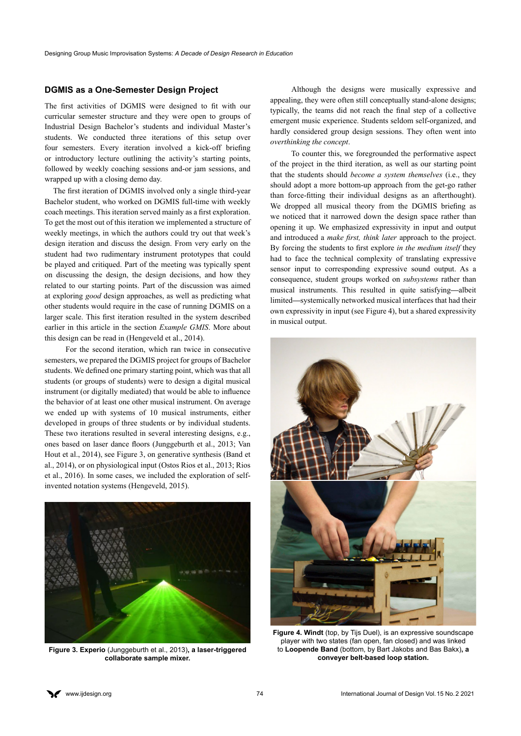## DGMIS as a One-Semester Design Project

The first activities of DGMIS were designed to fit with our curricular semester structure and they were open to groups of Industrial Design Bachelor's students and individual Master's students. We conducted three iterations of this setup over four semesters. Every iteration involved a kick-off briefing or introductory lecture outlining the activity's starting points, followed by weekly coaching sessions and-or jam sessions, and wrapped up with a closing demo day.

The first iteration of DGMIS involved only a single third-year Bachelor student, who worked on DGMIS full-time with weekly coach meetings. This iteration served mainly as a first exploration. To get the most out of this iteration we implemented a structure of weekly meetings, in which the authors could try out that week's design iteration and discuss the design. From very early on the student had two rudimentary instrument prototypes that could be played and critiqued. Part of the meeting was typically spent on discussing the design, the design decisions, and how they related to our starting points. Part of the discussion was aimed at exploring *good* design approaches, as well as predicting what other students would require in the case of running DGMIS on a larger scale. This first iteration resulted in the system described earlier in this article in the section *Example GMIS*. More about this design can be read in (Hengeveld et al., 2014).

For the second iteration, which ran twice in consecutive semesters, we prepared the DGMIS project for groups of Bachelor students. We defined one primary starting point, which was that all students (or groups of students) were to design a digital musical instrument (or digitally mediated) that would be able to influence the behavior of at least one other musical instrument. On average we ended up with systems of 10 musical instruments, either developed in groups of three students or by individual students. These two iterations resulted in several interesting designs, e.g., ones based on laser dance floors (Junggeburth et al., 2013; Van Hout et al., 2014), see Figure 3, on generative synthesis (Band et al., 2014), or on physiological input (Ostos Rios et al., 2013; Rios et al., 2016). In some cases, we included the exploration of self-invented notation systems (Hengeveld, 2015).

**Figure 3. Experio** (Junggeburth et al., 2013)**, a laser-triggered collaborate sample mixer.**

Although the designs were musically expressive and appealing, they were often still conceptually stand-alone designs; typically, the teams did not reach the final step of a collective emergent music experience. Students seldom self-organized, and hardly considered group design sessions. They often went into *overthinking the concept*.

To counter this, we foregrounded the performative aspect of the project in the third iteration, as well as our starting point that the students should *become a system themselves* (i.e., they should adopt a more bottom-up approach from the get-go rather than force-fitting their individual designs as an afterthought). We dropped all musical theory from the DGMIS briefing as we noticed that it narrowed down the design space rather than opening it up. We emphasized expressivity in input and output and introduced a *make first, think later* approach to the project. By forcing the students to first explore *in the medium itself* they had to face the technical complexity of translating expressive sensor input to corresponding expressive sound output. As a consequence, student groups worked on *subsystems* rather than musical instruments. This resulted in quite satisfying—albeit limited—systemically networked musical interfaces that had their own expressivity in input (see Figure 4), but a shared expressivity in musical output.

**Figure 4. Windt** (top, by Tijs Duel), is an expressive soundscape player with two states (fan open, fan closed) and was linked to **Loopende Band** (bottom, by Bart Jakobs and Bas Bakx)**, a conveyer belt-based loop station.**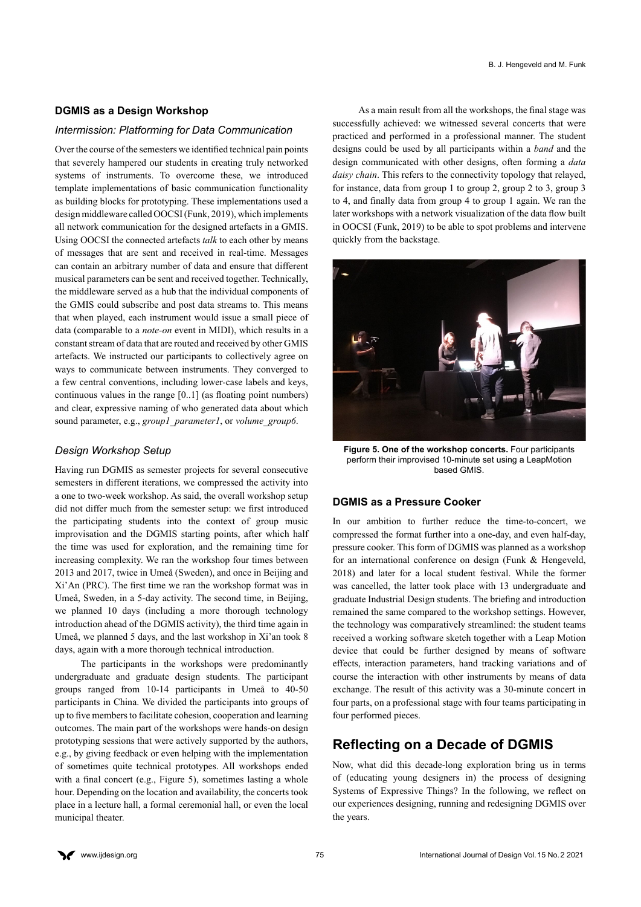### DGMIS as a Design Workshop

#### *Intermission: Platforming for Data Communication*

Over the course of the semesters we identified technical pain points that severely hampered our students in creating truly networked systems of instruments. To overcome these, we introduced template implementations of basic communication functionality as building blocks for prototyping. These implementations used a design middleware called OOCSI (Funk, 2019), which implements all network communication for the designed artefacts in a GMIS. Using OOCSI the connected artefacts *talk* to each other by means of messages that are sent and received in real-time. Messages can contain an arbitrary number of data and ensure that different musical parameters can be sent and received together. Technically, the middleware served as a hub that the individual components of the GMIS could subscribe and post data streams to. This means that when played, each instrument would issue a small piece of data (comparable to a *note-on* event in MIDI), which results in a constant stream of data that are routed and received by other GMIS artefacts. We instructed our participants to collectively agree on ways to communicate between instruments. They converged to a few central conventions, including lower-case labels and keys, continuous values in the range [0..1] (as floating point numbers) and clear, expressive naming of who generated data about which sound parameter, e.g., *group1_parameter1*, or *volume_group6*.

#### *Design Workshop Setup*

Having run DGMIS as semester projects for several consecutive semesters in different iterations, we compressed the activity into a one to two-week workshop. As said, the overall workshop setup did not differ much from the semester setup: we first introduced the participating students into the context of group music improvisation and the DGMIS starting points, after which half the time was used for exploration, and the remaining time for increasing complexity. We ran the workshop four times between 2013 and 2017, twice in Umeå (Sweden), and once in Beijing and Xi'An (PRC). The first time we ran the workshop format was in Umeå, Sweden, in a 5-day activity. The second time, in Beijing, we planned 10 days (including a more thorough technology introduction ahead of the DGMIS activity), the third time again in Umeå, we planned 5 days, and the last workshop in Xi'an took 8 days, again with a more thorough technical introduction.

The participants in the workshops were predominantly undergraduate and graduate design students. The participant groups ranged from 10-14 participants in Umeå to 40-50 participants in China. We divided the participants into groups of up to five members to facilitate cohesion, cooperation and learning outcomes. The main part of the workshops were hands-on design prototyping sessions that were actively supported by the authors, e.g., by giving feedback or even helping with the implementation of sometimes quite technical prototypes. All workshops ended with a final concert (e.g., Figure 5), sometimes lasting a whole hour. Depending on the location and availability, the concerts took place in a lecture hall, a formal ceremonial hall, or even the local municipal theater.

As a main result from all the workshops, the final stage was successfully achieved: we witnessed several concerts that were practiced and performed in a professional manner. The student designs could be used by all participants within a *band* and the design communicated with other designs, often forming a *data daisy chain*. This refers to the connectivity topology that relayed, for instance, data from group 1 to group 2, group 2 to 3, group 3 to 4, and finally data from group 4 to group 1 again. We ran the later workshops with a network visualization of the data flow built in OOCSI (Funk, 2019) to be able to spot problems and intervene quickly from the backstage.

**Figure 5. One of the workshop concerts.** Four participants perform their improvised 10-minute set using a LeapMotion based GMIS.

### DGMIS as a Pressure Cooker

In our ambition to further reduce the time-to-concert, we compressed the format further into a one-day, and even half-day, pressure cooker. This form of DGMIS was planned as a workshop for an international conference on design (Funk & Hengeveld, 2018) and later for a local student festival. While the former was cancelled, the latter took place with 13 undergraduate and graduate Industrial Design students. The briefing and introduction remained the same compared to the workshop settings. However, the technology was comparatively streamlined: the student teams received a working software sketch together with a Leap Motion device that could be further designed by means of software effects, interaction parameters, hand tracking variations and of course the interaction with other instruments by means of data exchange. The result of this activity was a 30-minute concert in four parts, on a professional stage with four teams participating in four performed pieces.

## Reflecting on a Decade of DGMIS

Now, what did this decade-long exploration bring us in terms of (educating young designers in) the process of designing Systems of Expressive Things? In the following, we reflect on our experiences designing, running and redesigning DGMIS over the years.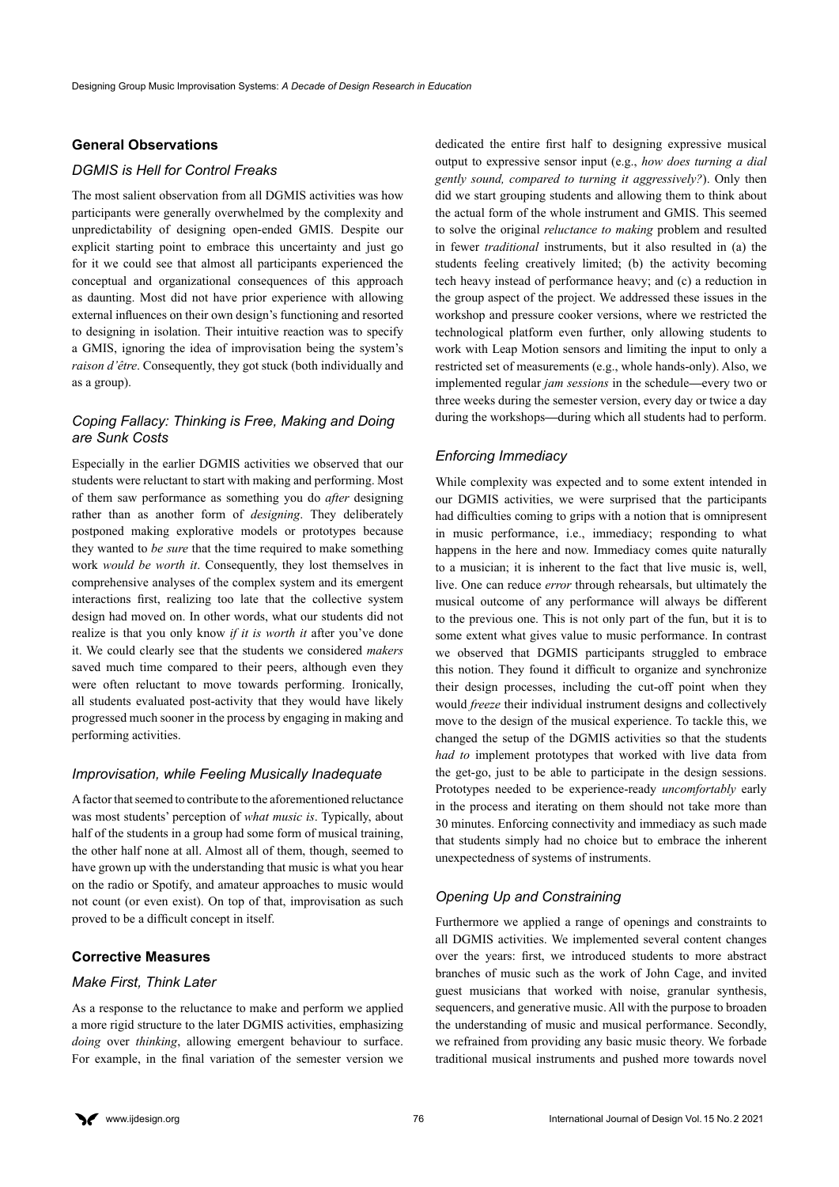### General Observations

#### *DGMIS is Hell for Control Freaks*

The most salient observation from all DGMIS activities was how participants were generally overwhelmed by the complexity and unpredictability of designing open-ended GMIS. Despite our explicit starting point to embrace this uncertainty and just go for it we could see that almost all participants experienced the conceptual and organizational consequences of this approach as daunting. Most did not have prior experience with allowing external influences on their own design's functioning and resorted to designing in isolation. Their intuitive reaction was to specify a GMIS, ignoring the idea of improvisation being the system's *raison d'être*. Consequently, they got stuck (both individually and as a group).

#### *Coping Fallacy: Thinking is Free, Making and Doing are Sunk Costs*

Especially in the earlier DGMIS activities we observed that our students were reluctant to start with making and performing. Most of them saw performance as something you do *after* designing rather than as another form of *designing*. They deliberately postponed making explorative models or prototypes because they wanted to *be sure* that the time required to make something work *would be worth it*. Consequently, they lost themselves in comprehensive analyses of the complex system and its emergent interactions first, realizing too late that the collective system design had moved on. In other words, what our students did not realize is that you only know *if it is worth it* after you've done it. We could clearly see that the students we considered *makers* saved much time compared to their peers, although even they were often reluctant to move towards performing. Ironically, all students evaluated post-activity that they would have likely progressed much sooner in the process by engaging in making and performing activities.

#### *Improvisation, while Feeling Musically Inadequate*

A factor that seemed to contribute to the aforementioned reluctance was most students' perception of *what music is*. Typically, about half of the students in a group had some form of musical training, the other half none at all. Almost all of them, though, seemed to have grown up with the understanding that music is what you hear on the radio or Spotify, and amateur approaches to music would not count (or even exist). On top of that, improvisation as such proved to be a difficult concept in itself.

### Corrective Measures

#### *Make First, Think Later*

As a response to the reluctance to make and perform we applied a more rigid structure to the later DGMIS activities, emphasizing *doing* over *thinking*, allowing emergent behaviour to surface. For example, in the final variation of the semester version we dedicated the entire first half to designing expressive musical output to expressive sensor input (e.g., *how does turning a dial gently sound, compared to turning it aggressively?*). Only then did we start grouping students and allowing them to think about the actual form of the whole instrument and GMIS. This seemed to solve the original *reluctance to making* problem and resulted in fewer *traditional* instruments, but it also resulted in (a) the students feeling creatively limited; (b) the activity becoming tech heavy instead of performance heavy; and (c) a reduction in the group aspect of the project. We addressed these issues in the workshop and pressure cooker versions, where we restricted the technological platform even further, only allowing students to work with Leap Motion sensors and limiting the input to only a restricted set of measurements (e.g., whole hands-only). Also, we implemented regular *jam sessions* in the schedule—every two or three weeks during the semester version, every day or twice a day during the workshops—during which all students had to perform.

#### *Enforcing Immediacy*

While complexity was expected and to some extent intended in our DGMIS activities, we were surprised that the participants had difficulties coming to grips with a notion that is omnipresent in music performance, i.e., immediacy; responding to what happens in the here and now. Immediacy comes quite naturally to a musician; it is inherent to the fact that live music is, well, live. One can reduce *error* through rehearsals, but ultimately the musical outcome of any performance will always be different to the previous one. This is not only part of the fun, but it is to some extent what gives value to music performance. In contrast we observed that DGMIS participants struggled to embrace this notion. They found it difficult to organize and synchronize their design processes, including the cut-off point when they would *freeze* their individual instrument designs and collectively move to the design of the musical experience. To tackle this, we changed the setup of the DGMIS activities so that the students *had to* implement prototypes that worked with live data from the get-go, just to be able to participate in the design sessions. Prototypes needed to be experience-ready *uncomfortably* early in the process and iterating on them should not take more than 30 minutes. Enforcing connectivity and immediacy as such made that students simply had no choice but to embrace the inherent unexpectedness of systems of instruments.

#### *Opening Up and Constraining*

Furthermore we applied a range of openings and constraints to all DGMIS activities. We implemented several content changes over the years: first, we introduced students to more abstract branches of music such as the work of John Cage, and invited guest musicians that worked with noise, granular synthesis, sequencers, and generative music. All with the purpose to broaden the understanding of music and musical performance. Secondly, we refrained from providing any basic music theory. We forbade traditional musical instruments and pushed more towards novel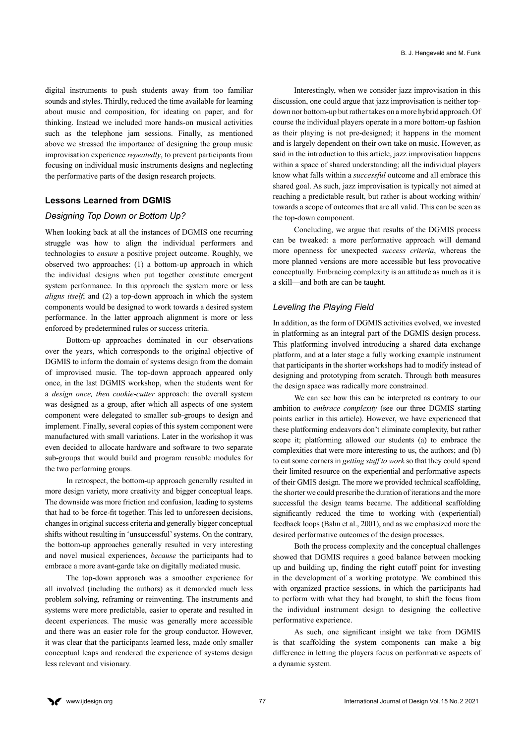digital instruments to push students away from too familiar sounds and styles. Thirdly, reduced the time available for learning about music and composition, for ideating on paper, and for thinking. Instead we included more hands-on musical activities such as the telephone jam sessions. Finally, as mentioned above we stressed the importance of designing the group music improvisation experience *repeatedly*, to prevent participants from focusing on individual music instruments designs and neglecting the performative parts of the design research projects.

## Lessons Learned from DGMIS

### Designing Top Down or Bottom Up?

When looking back at all the instances of DGMIS one recurring struggle was how to align the individual performers and technologies to *ensure* a positive project outcome. Roughly, we observed two approaches: (1) a bottom-up approach in which the individual designs when put together constitute emergent system performance. In this approach the system more or less *aligns itself*; and (2) a top-down approach in which the system components would be designed to work towards a desired system performance. In the latter approach alignment is more or less enforced by predetermined rules or success criteria.

Bottom-up approaches dominated in our observations over the years, which corresponds to the original objective of DGMIS to inform the domain of systems design from the domain of improvised music. The top-down approach appeared only once, in the last DGMIS workshop, when the students went for a *design once, then cookie-cutter* approach: the overall system was designed as a group, after which all aspects of one system component were delegated to smaller sub-groups to design and implement. Finally, several copies of this system component were manufactured with small variations. Later in the workshop it was even decided to allocate hardware and software to two separate sub-groups that would build and program reusable modules for the two performing groups.

In retrospect, the bottom-up approach generally resulted in more design variety, more creativity and bigger conceptual leaps. The downside was more friction and confusion, leading to systems that had to be force-fit together. This led to unforeseen decisions, changes in original success criteria and generally bigger conceptual shifts without resulting in 'unsuccessful' systems. On the contrary, the bottom-up approaches generally resulted in very interesting and novel musical experiences, *because* the participants had to embrace a more avant-garde take on digitally mediated music.

The top-down approach was a smoother experience for all involved (including the authors) as it demanded much less problem solving, reframing or reinventing. The instruments and systems were more predictable, easier to operate and resulted in decent experiences. The music was generally more accessible and there was an easier role for the group conductor. However, it was clear that the participants learned less, made only smaller conceptual leaps and rendered the experience of systems design less relevant and visionary.

Interestingly, when we consider jazz improvisation in this discussion, one could argue that jazz improvisation is neither top-down nor bottom-up but rather takes on a more hybrid approach. Of course the individual players operate in a more bottom-up fashion as their playing is not pre-designed; it happens in the moment and is largely dependent on their own take on music. However, as said in the introduction to this article, jazz improvisation happens within a space of shared understanding; all the individual players know what falls within a *successful* outcome and all embrace this shared goal. As such, jazz improvisation is typically not aimed at reaching a predictable result, but rather is about working within/towards a scope of outcomes that are all valid. This can be seen as the top-down component.

Concluding, we argue that results of the DGMIS process can be tweaked: a more performative approach will demand more openness for unexpected *success criteria*, whereas the more planned versions are more accessible but less provocative conceptually. Embracing complexity is an attitude as much as it is a skill—and both are can be taught.

### Leveling the Playing Field

In addition, as the form of DGMIS activities evolved, we invested in platforming as an integral part of the DGMIS design process. This platforming involved introducing a shared data exchange platform, and at a later stage a fully working example instrument that participants in the shorter workshops had to modify instead of designing and prototyping from scratch. Through both measures the design space was radically more constrained.

We can see how this can be interpreted as contrary to our ambition to *embrace complexity* (see our three DGMIS starting points earlier in this article). However, we have experienced that these platforming endeavors don't eliminate complexity, but rather scope it; platforming allowed our students (a) to embrace the complexities that were more interesting to us, the authors; and (b) to cut some corners in *getting stuff to work* so that they could spend their limited resource on the experiential and performative aspects of their GMIS design. The more we provided technical scaffolding, the shorter we could prescribe the duration of iterations and the more successful the design teams became. The additional scaffolding significantly reduced the time to working with (experiential) feedback loops (Bahn et al., 2001), and as we emphasized more the desired performative outcomes of the design processes.

Both the process complexity and the conceptual challenges showed that DGMIS requires a good balance between mocking up and building up, finding the right cutoff point for investing in the development of a working prototype. We combined this with organized practice sessions, in which the participants had to perform with what they had brought, to shift the focus from the individual instrument design to designing the collective performative experience.

As such, one significant insight we take from DGMIS is that scaffolding the system components can make a big difference in letting the players focus on performative aspects of a dynamic system.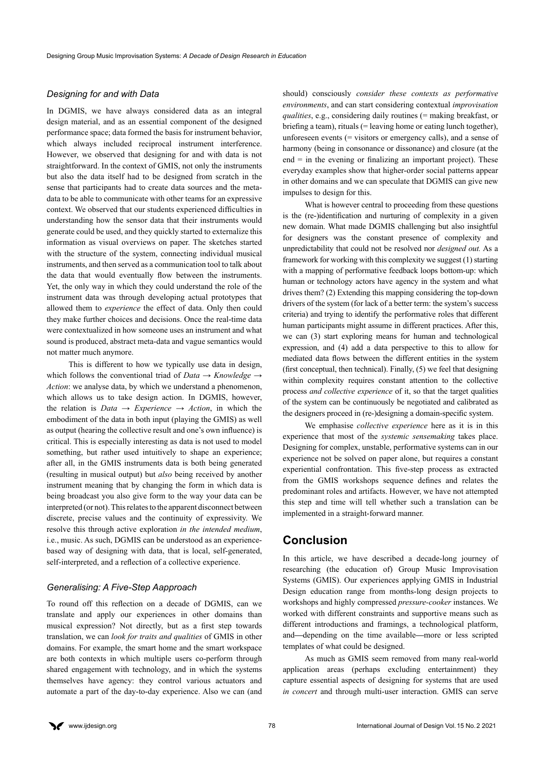### Designing for and with Data

In DGMIS, we have always considered data as an integral design material, and as an essential component of the designed performance space; data formed the basis for instrument behavior, which always included reciprocal instrument interference. However, we observed that designing for and with data is not straightforward. In the context of GMIS, not only the instruments but also the data itself had to be designed from scratch in the sense that participants had to create data sources and the meta-data to be able to communicate with other teams for an expressive context. We observed that our students experienced difficulties in understanding how the sensor data that their instruments would generate could be used, and they quickly started to externalize this information as visual overviews on paper. The sketches started with the structure of the system, connecting individual musical instruments, and then served as a communication tool to talk about the data that would eventually flow between the instruments. Yet, the only way in which they could understand the role of the instrument data was through developing actual prototypes that allowed them to *experience* the effect of data. Only then could they make further choices and decisions. Once the real-time data were contextualized in how someone uses an instrument and what sound is produced, abstract meta-data and vague semantics would not matter much anymore.

This is different to how we typically use data in design, which follows the conventional triad of *Data → Knowledge → Action*: we analyse data, by which we understand a phenomenon, which allows us to take design action. In DGMIS, however, the relation is *Data → Experience → Action*, in which the embodiment of the data in both input (playing the GMIS) as well as output (hearing the collective result and one's own influence) is critical. This is especially interesting as data is not used to model something, but rather used intuitively to shape an experience; after all, in the GMIS instruments data is both being generated (resulting in musical output) but *also* being received by another instrument meaning that by changing the form in which data is being broadcast you also give form to the way your data can be interpreted (or not). This relates to the apparent disconnect between discrete, precise values and the continuity of expressivity. We resolve this through active exploration *in the intended medium*, i.e., music. As such, DGMIS can be understood as an experience-based way of designing with data, that is local, self-generated, self-interpreted, and a reflection of a collective experience.

### Generalising: A Five-Step Aapproach

To round off this reflection on a decade of DGMIS, can we translate and apply our experiences in other domains than musical expression? Not directly, but as a first step towards translation, we can *look for traits and qualities* of GMIS in other domains. For example, the smart home and the smart workspace are both contexts in which multiple users co-perform through shared engagement with technology, and in which the systems themselves have agency: they control various actuators and automate a part of the day-to-day experience. Also we can (and should) consciously *consider these contexts as performative environments*, and can start considering contextual *improvisation qualities*, e.g., considering daily routines (= making breakfast, or briefing a team), rituals (= leaving home or eating lunch together), unforeseen events (= visitors or emergency calls), and a sense of harmony (being in consonance or dissonance) and closure (at the end = in the evening or finalizing an important project). These everyday examples show that higher-order social patterns appear in other domains and we can speculate that DGMIS can give new impulses to design for this.

What is however central to proceeding from these questions is the (re-)identification and nurturing of complexity in a given new domain. What made DGMIS challenging but also insightful for designers was the constant presence of complexity and unpredictability that could not be resolved nor *designed out.* As a framework for working with this complexity we suggest (1) starting with a mapping of performative feedback loops bottom-up: which human or technology actors have agency in the system and what drives them? (2) Extending this mapping considering the top-down drivers of the system (for lack of a better term: the system's success criteria) and trying to identify the performative roles that different human participants might assume in different practices. After this, we can (3) start exploring means for human and technological expression, and (4) add a data perspective to this to allow for mediated data flows between the different entities in the system (first conceptual, then technical). Finally, (5) we feel that designing within complexity requires constant attention to the collective process *and collective experience* of it, so that the target qualities of the system can be continuously be negotiated and calibrated as the designers proceed in (re-)designing a domain-specific system.

We emphasise *collective experience* here as it is in this experience that most of the *systemic sensemaking* takes place. Designing for complex, unstable, performative systems can in our experience not be solved on paper alone, but requires a constant experiential confrontation. This five-step process as extracted from the GMIS workshops sequence defines and relates the predominant roles and artifacts. However, we have not attempted this step and time will tell whether such a translation can be implemented in a straight-forward manner.

## Conclusion

In this article, we have described a decade-long journey of researching (the education of) Group Music Improvisation Systems (GMIS). Our experiences applying GMIS in Industrial Design education range from months-long design projects to workshops and highly compressed *pressure-cooker* instances. We worked with different constraints and supportive means such as different introductions and framings, a technological platform, and—depending on the time available—more or less scripted templates of what could be designed.

As much as GMIS seem removed from many real-world application areas (perhaps excluding entertainment) they capture essential aspects of designing for systems that are used *in concert* and through multi-user interaction. GMIS can serve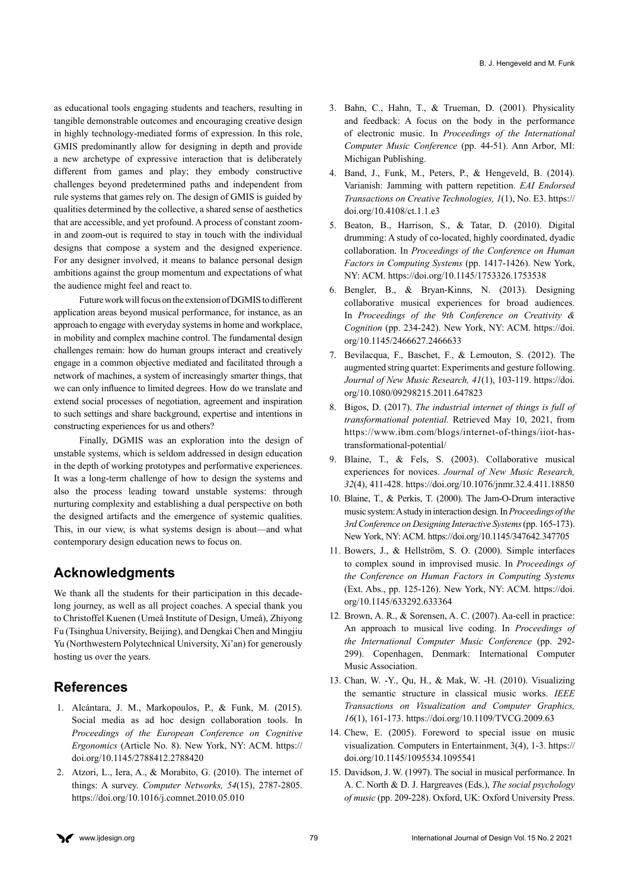as educational tools engaging students and teachers, resulting in tangible demonstrable outcomes and encouraging creative design in highly technology-mediated forms of expression. In this role, GMIS predominantly allow for designing in depth and provide a new archetype of expressive interaction that is deliberately different from games and play; they embody constructive challenges beyond predetermined paths and independent from rule systems that games rely on. The design of GMIS is guided by qualities determined by the collective, a shared sense of aesthetics that are accessible, and yet profound. A process of constant zoom-in and zoom-out is required to stay in touch with the individual designs that compose a system and the designed experience. For any designer involved, it means to balance personal design ambitions against the group momentum and expectations of what the audience might feel and react to.

Future work will focus on the extension of DGMIS to different application areas beyond musical performance, for instance, as an approach to engage with everyday systems in home and workplace, in mobility and complex machine control. The fundamental design challenges remain: how do human groups interact and creatively engage in a common objective mediated and facilitated through a network of machines, a system of increasingly smarter things, that we can only influence to limited degrees. How do we translate and extend social processes of negotiation, agreement and inspiration to such settings and share background, expertise and intentions in constructing experiences for us and others?

Finally, DGMIS was an exploration into the design of unstable systems, which is seldom addressed in design education in the depth of working prototypes and performative experiences. It was a long-term challenge of how to design the systems and also the process leading toward unstable systems: through nurturing complexity and establishing a dual perspective on both the designed artifacts and the emergence of systemic qualities. This, in our view, is what systems design is about—and what contemporary design education news to focus on.

## Acknowledgments

We thank all the students for their participation in this decade-long journey, as well as all project coaches. A special thank you to Christoffel Kuenen (Umeå Institute of Design, Umeå), Zhiyong Fu (Tsinghua University, Beijing), and Dengkai Chen and Mingjiu Yu (Northwestern Polytechnical University, Xi'an) for generously hosting us over the years.

## References

1. Alcántara, J. M., Markopoulos, P., & Funk, M. (2015). Social media as ad hoc design collaboration tools. In *Proceedings of the European Conference on Cognitive Ergonomics* (Article No. 8). New York, NY: ACM. https://doi.org/10.1145/2788412.2788420
2. Atzori, L., Iera, A., & Morabito, G. (2010). The internet of things: A survey. *Computer Networks, 54*(15), 2787-2805. https://doi.org/10.1016/j.comnet.2010.05.010
3. Bahn, C., Hahn, T., & Trueman, D. (2001). Physicality and feedback: A focus on the body in the performance of electronic music. In *Proceedings of the International Computer Music Conference* (pp. 44-51). Ann Arbor, MI: Michigan Publishing.
4. Band, J., Funk, M., Peters, P., & Hengeveld, B. (2014). Varianish: Jamming with pattern repetition. *EAI Endorsed Transactions on Creative Technologies, 1*(1), No. E3. https://doi.org/10.4108/ct.1.1.e3
5. Beaton, B., Harrison, S., & Tatar, D. (2010). Digital drumming: A study of co-located, highly coordinated, dyadic collaboration. In *Proceedings of the Conference on Human Factors in Computing Systems* (pp. 1417-1426). New York, NY: ACM. https://doi.org/10.1145/1753326.1753538
6. Bengler, B., & Bryan-Kinns, N. (2013). Designing collaborative musical experiences for broad audiences. In *Proceedings of the 9th Conference on Creativity & Cognition* (pp. 234-242). New York, NY: ACM. https://doi.org/10.1145/2466627.2466633
7. Bevilacqua, F., Baschet, F., & Lemouton, S. (2012). The augmented string quartet: Experiments and gesture following. *Journal of New Music Research, 41*(1), 103-119. https://doi.org/10.1080/09298215.2011.647823
8. Bigos, D. (2017). *The industrial internet of things is full of transformational potential.* Retrieved May 10, 2021, from https://www.ibm.com/blogs/internet-of-things/iiot-has-transformational-potential/
9. Blaine, T., & Fels, S. (2003). Collaborative musical experiences for novices. *Journal of New Music Research, 32*(4), 411-428. https://doi.org/10.1076/jnmr.32.4.411.18850
10. Blaine, T., & Perkis, T. (2000). The Jam-O-Drum interactive music system: A study in interaction design. In *Proceedings of the 3rd Conference on Designing Interactive Systems* (pp. 165-173). New York, NY: ACM. https://doi.org/10.1145/347642.347705
11. Bowers, J., & Hellström, S. O. (2000). Simple interfaces to complex sound in improvised music. In *Proceedings of the Conference on Human Factors in Computing Systems* (Ext. Abs., pp. 125-126). New York, NY: ACM. https://doi.org/10.1145/633292.633364
12. Brown, A. R., & Sorensen, A. C. (2007). Aa-cell in practice: An approach to musical live coding. In *Proceedings of the International Computer Music Conference* (pp. 292-299). Copenhagen, Denmark: International Computer Music Association.
13. Chan, W. -Y., Qu, H., & Mak, W. -H. (2010). Visualizing the semantic structure in classical music works. *IEEE Transactions on Visualization and Computer Graphics, 16*(1), 161-173. https://doi.org/10.1109/TVCG.2009.63
14. Chew, E. (2005). Foreword to special issue on music visualization. Computers in Entertainment, 3(4), 1-3. https://doi.org/10.1145/1095534.1095541
15. Davidson, J. W. (1997). The social in musical performance. In A. C. North & D. J. Hargreaves (Eds.), *The social psychology of music* (pp. 209-228). Oxford, UK: Oxford University Press.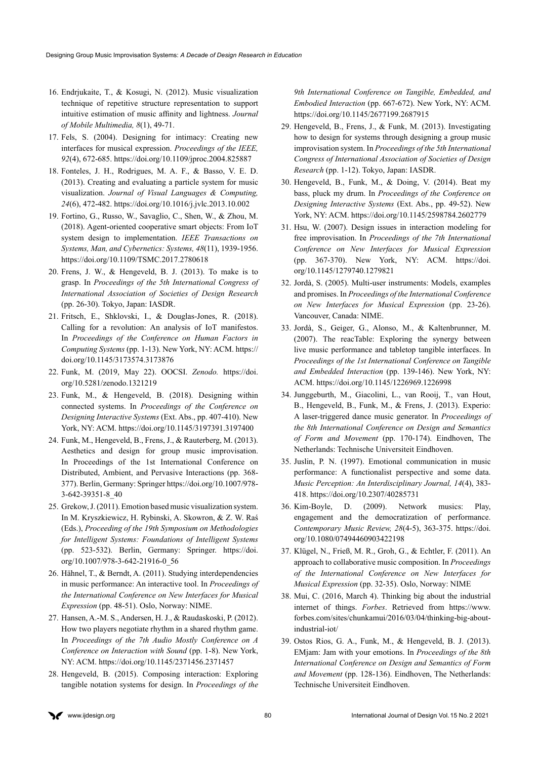16. Endrjukaite, T., & Kosugi, N. (2012). Music visualization technique of repetitive structure representation to support intuitive estimation of music affinity and lightness. *Journal of Mobile Multimedia, 8*(1), 49-71.
17. Fels, S. (2004). Designing for intimacy: Creating new interfaces for musical expression. *Proceedings of the IEEE, 92*(4), 672-685. https://doi.org/10.1109/jproc.2004.825887
18. Fonteles, J. H., Rodrigues, M. A. F., & Basso, V. E. D. (2013). Creating and evaluating a particle system for music visualization. *Journal of Visual Languages & Computing, 24*(6), 472-482. https://doi.org/10.1016/j.jvlc.2013.10.002
19. Fortino, G., Russo, W., Savaglio, C., Shen, W., & Zhou, M. (2018). Agent-oriented cooperative smart objects: From IoT system design to implementation. *IEEE Transactions on Systems, Man, and Cybernetics: Systems, 48*(11), 1939-1956. https://doi.org/10.1109/TSMC.2017.2780618
20. Frens, J. W., & Hengeveld, B. J. (2013). To make is to grasp. In *Proceedings of the 5th International Congress of International Association of Societies of Design Research* (pp. 26-30). Tokyo, Japan: IASDR.
21. Fritsch, E., Shklovski, I., & Douglas-Jones, R. (2018). Calling for a revolution: An analysis of IoT manifestos. In *Proceedings of the Conference on Human Factors in Computing Systems* (pp. 1-13). New York, NY: ACM. https://doi.org/10.1145/3173574.3173876
22. Funk, M. (2019, May 22). OOCSI. *Zenodo.* https://doi.org/10.5281/zenodo.1321219
23. Funk, M., & Hengeveld, B. (2018). Designing within connected systems. In *Proceedings of the Conference on Designing Interactive Systems* (Ext. Abs., pp. 407-410). New York, NY: ACM. https://doi.org/10.1145/3197391.3197400
24. Funk, M., Hengeveld, B., Frens, J., & Rauterberg, M. (2013). Aesthetics and design for group music improvisation. In Proceedings of the 1st International Conference on Distributed, Ambient, and Pervasive Interactions (pp. 368-377). Berlin, Germany: Springer https://doi.org/10.1007/978-3-642-39351-8_40
25. Grekow, J. (2011). Emotion based music visualization system. In M. Kryszkiewicz, H. Rybinski, A. Skowron, & Z. W. Raś (Eds.), *Proceeding of the 19th Symposium on Methodologies for Intelligent Systems: Foundations of Intelligent Systems* (pp. 523-532). Berlin, Germany: Springer. https://doi.org/10.1007/978-3-642-21916-0_56
26. Hähnel, T., & Berndt, A. (2011). Studying interdependencies in music performance: An interactive tool. In *Proceedings of the International Conference on New Interfaces for Musical Expression* (pp. 48-51). Oslo, Norway: NIME.
27. Hansen, A.-M. S., Andersen, H. J., & Raudaskoski, P. (2012). How two players negotiate rhythm in a shared rhythm game. In *Proceedings of the 7th Audio Mostly Conference on A Conference on Interaction with Sound* (pp. 1-8). New York, NY: ACM. https://doi.org/10.1145/2371456.2371457
28. Hengeveld, B. (2015). Composing interaction: Exploring tangible notation systems for design. In *Proceedings of the 9th International Conference on Tangible, Embedded, and Embodied Interaction* (pp. 667-672). New York, NY: ACM. https://doi.org/10.1145/2677199.2687915
29. Hengeveld, B., Frens, J., & Funk, M. (2013). Investigating how to design for systems through designing a group music improvisation system. In *Proceedings of the 5th International Congress of International Association of Societies of Design Research* (pp. 1-12). Tokyo, Japan: IASDR.
30. Hengeveld, B., Funk, M., & Doing, V. (2014). Beat my bass, pluck my drum. In *Proceedings of the Conference on Designing Interactive Systems* (Ext. Abs., pp. 49-52). New York, NY: ACM. https://doi.org/10.1145/2598784.2602779
31. Hsu, W. (2007). Design issues in interaction modeling for free improvisation. In *Proceedings of the 7th International Conference on New Interfaces for Musical Expression* (pp. 367-370). New York, NY: ACM. https://doi.org/10.1145/1279740.1279821
32. Jordà, S. (2005). Multi-user instruments: Models, examples and promises. In *Proceedings of the International Conference on New Interfaces for Musical Expression* (pp. 23-26). Vancouver, Canada: NIME.
33. Jordà, S., Geiger, G., Alonso, M., & Kaltenbrunner, M. (2007). The reacTable: Exploring the synergy between live music performance and tabletop tangible interfaces. In *Proceedings of the 1st International Conference on Tangible and Embedded Interaction* (pp. 139-146). New York, NY: ACM. https://doi.org/10.1145/1226969.1226998
34. Junggeburth, M., Giacolini, L., van Rooij, T., van Hout, B., Hengeveld, B., Funk, M., & Frens, J. (2013). Experio: A laser-triggered dance music generator. In *Proceedings of the 8th International Conference on Design and Semantics of Form and Movement* (pp. 170-174). Eindhoven, The Netherlands: Technische Universiteit Eindhoven.
35. Juslin, P. N. (1997). Emotional communication in music performance: A functionalist perspective and some data. *Music Perception: An Interdisciplinary Journal, 14*(4), 383-418. https://doi.org/10.2307/40285731
36. Kim-Boyle, D. (2009). Network musics: Play, engagement and the democratization of performance. *Contemporary Music Review, 28*(4-5), 363-375. https://doi.org/10.1080/07494460903422198
37. Klügel, N., Frieß, M. R., Groh, G., & Echtler, F. (2011). An approach to collaborative music composition. In *Proceedings of the International Conference on New Interfaces for Musical Expression* (pp. 32-35). Oslo, Norway: NIME
38. Mui, C. (2016, March 4). Thinking big about the industrial internet of things. *Forbes*. Retrieved from https://www.forbes.com/sites/chunkamui/2016/03/04/thinking-big-about-industrial-iot/
39. Ostos Rios, G. A., Funk, M., & Hengeveld, B. J. (2013). EMjam: Jam with your emotions. In *Proceedings of the 8th International Conference on Design and Semantics of Form and Movement* (pp. 128-136). Eindhoven, The Netherlands: Technische Universiteit Eindhoven.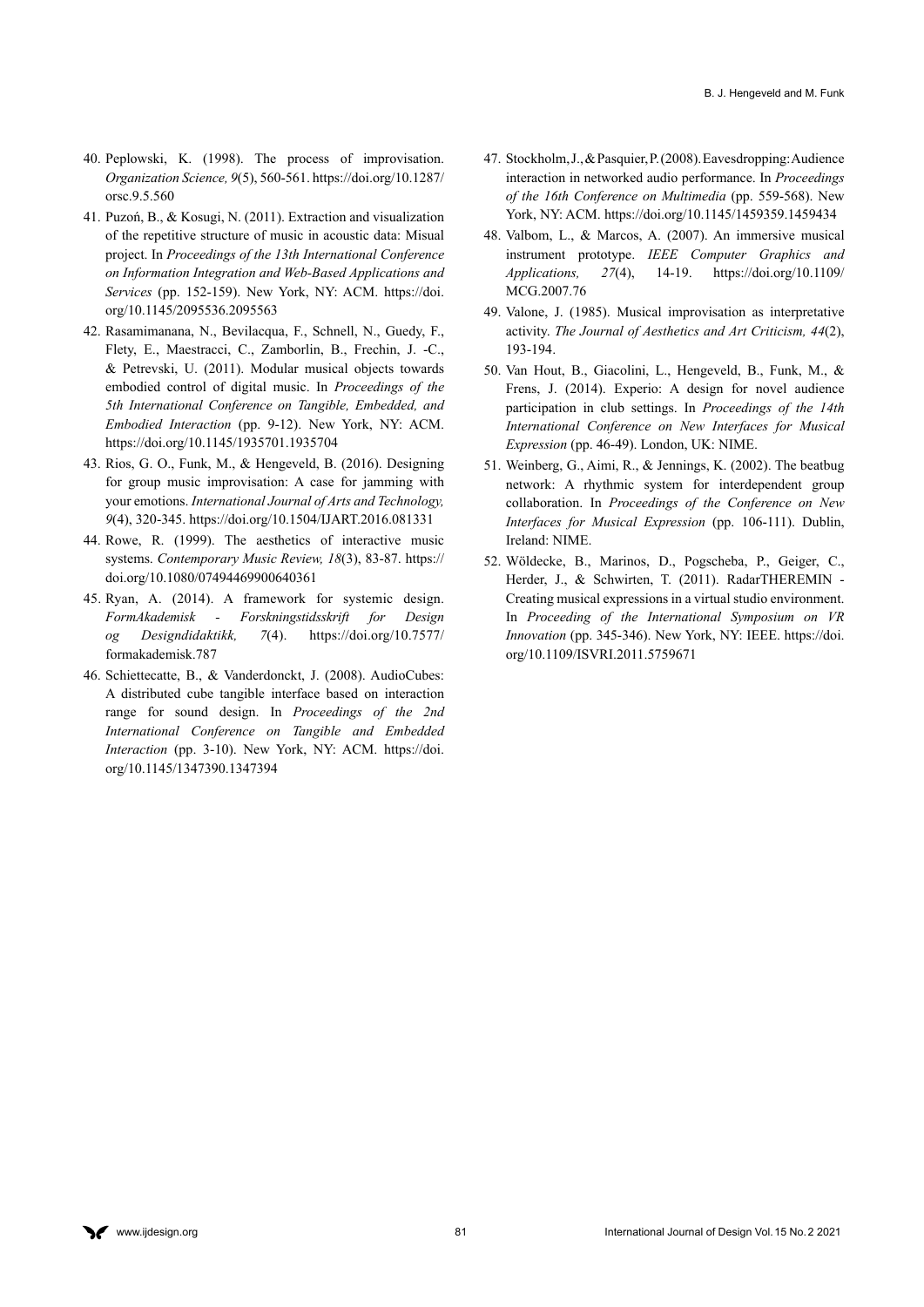40. Peplowski, K. (1998). The process of improvisation. *Organization Science, 9*(5), 560-561. https://doi.org/10.1287/orsc.9.5.560
41. Puzoń, B., & Kosugi, N. (2011). Extraction and visualization of the repetitive structure of music in acoustic data: Misual project. In *Proceedings of the 13th International Conference on Information Integration and Web-Based Applications and Services* (pp. 152-159). New York, NY: ACM. https://doi.org/10.1145/2095536.2095563
42. Rasamimanana, N., Bevilacqua, F., Schnell, N., Guedy, F., Flety, E., Maestracci, C., Zamborlin, B., Frechin, J. -C., & Petrevski, U. (2011). Modular musical objects towards embodied control of digital music. In *Proceedings of the 5th International Conference on Tangible, Embedded, and Embodied Interaction* (pp. 9-12). New York, NY: ACM. https://doi.org/10.1145/1935701.1935704
43. Rios, G. O., Funk, M., & Hengeveld, B. (2016). Designing for group music improvisation: A case for jamming with your emotions. *International Journal of Arts and Technology, 9*(4), 320-345. https://doi.org/10.1504/IJART.2016.081331
44. Rowe, R. (1999). The aesthetics of interactive music systems. *Contemporary Music Review, 18*(3), 83-87. https://doi.org/10.1080/07494469900640361
45. Ryan, A. (2014). A framework for systemic design. *FormAkademisk - Forskningstidsskrift for Design og Designdidaktikk, 7*(4). https://doi.org/10.7577/formakademisk.787
46. Schiettecatte, B., & Vanderdonckt, J. (2008). AudioCubes: A distributed cube tangible interface based on interaction range for sound design. In *Proceedings of the 2nd International Conference on Tangible and Embedded Interaction* (pp. 3-10). New York, NY: ACM. https://doi.org/10.1145/1347390.1347394
47. Stockholm, J., & Pasquier, P. (2008). Eavesdropping: Audience interaction in networked audio performance. In *Proceedings of the 16th Conference on Multimedia* (pp. 559-568). New York, NY: ACM. https://doi.org/10.1145/1459359.1459434
48. Valbom, L., & Marcos, A. (2007). An immersive musical instrument prototype. *IEEE Computer Graphics and Applications, 27*(4), 14-19. https://doi.org/10.1109/MCG.2007.76
49. Valone, J. (1985). Musical improvisation as interpretative activity. *The Journal of Aesthetics and Art Criticism, 44*(2), 193-194.
50. Van Hout, B., Giacolini, L., Hengeveld, B., Funk, M., & Frens, J. (2014). Experio: A design for novel audience participation in club settings. In *Proceedings of the 14th International Conference on New Interfaces for Musical Expression* (pp. 46-49). London, UK: NIME.
51. Weinberg, G., Aimi, R., & Jennings, K. (2002). The beatbug network: A rhythmic system for interdependent group collaboration. In *Proceedings of the Conference on New Interfaces for Musical Expression* (pp. 106-111). Dublin, Ireland: NIME.
52. Wöldecke, B., Marinos, D., Pogscheba, P., Geiger, C., Herder, J., & Schwirten, T. (2011). RadarTHEREMIN - Creating musical expressions in a virtual studio environment. In *Proceeding of the International Symposium on VR Innovation* (pp. 345-346). New York, NY: IEEE. https://doi.org/10.1109/ISVRI.2011.5759671